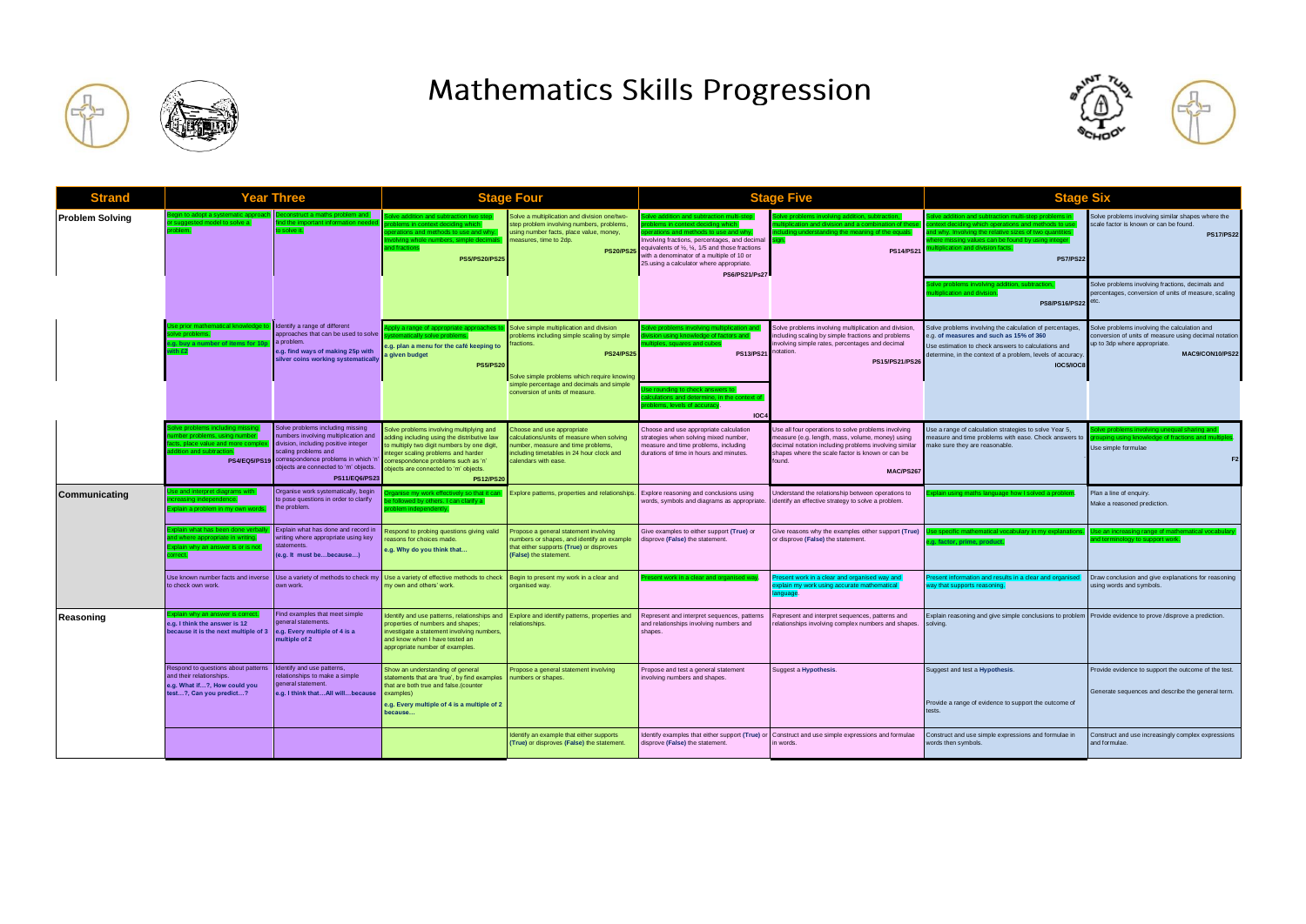# Mathematics Skills Progression

| Strand | Year Three | | Stage Four | | Stage Five | | Stage Six | |
|---|---|---|---|---|---|---|---|---|
| **Problem Solving** | Begin to adopt a systematic approach or suggested model to solve a problem. | Deconstruct a maths problem and find the important information needed to solve it. | Solve addition and subtraction two step problems in context deciding which operations and methods to use and why. Involving whole numbers, simple decimals and fractions **PS5/PS20/PS25** | Solve a multiplication and division one/two-step problem involving numbers, problems, using number facts, place value, money, measures, time to 2dp. **PS20/PS25** | Solve addition and subtraction multi-step problems in context deciding which operations and methods to use and why. Involving fractions, percentages, and decimal equivalents of ½, ¼, 1/5 and those fractions with a denominator of a multiple of 10 or 25.using a calculator where appropriate. **PS6/PS21/PS27** | Solve problems involving addition, subtraction, multiplication and division and a combination of these, including understanding the meaning of the equals sign. **PS14/PS21** | Solve addition and subtraction multi-step problems in context deciding which operations and methods to use and why. Involving the relative sizes of two quantities where missing values can be found by using integer multiplication and division facts. **PS7/PS22** | Solve problems involving similar shapes where the scale factor is known or can be found. **PS17/PS22** |
| | | | | | | | Solve problems involving addition, subtraction, multiplication and division. **PS8/PS16/PS22** | Solve problems involving fractions, decimals and percentages, conversion of units of measure, scaling etc. |
| | Use prior mathematical knowledge to solve problems. **e.g. buy a number of items for 10p with £2** | Identify a range of different approaches that can be used to solve a problem. **e.g. find ways of making 25p with silver coins working systematically** | Apply a range of appropriate approaches to systematically solve problems. **e.g. plan a menu for the café keeping to a given budget** **PS5/PS20** | Solve simple multiplication and division problems involving simple scaling by simple fractions. **PS24/PS25** Solve simple problems which require knowing simple percentage and decimals and simple conversion of units of measure. | Solve problems involving multiplication and division using knowledge of factors and multiples, squares and cubes. **PS13/PS21** | Solve problems involving multiplication and division, including scaling by simple fractions and problems involving simple rates, percentages and decimal notation. **PS15/PS21/PS26** | Solve problems involving the calculation of percentages, e.g. **of measures and such as 15% of 360** Use estimation to check answers to calculations and determine, in the context of a problem, levels of accuracy. **IOC5/IOC8** | Solve problems involving the calculation and conversion of units of measure using decimal notation up to 3dp where appropriate. **MAC9/CON10/PS22** |
| | | | | | Use rounding to check answers to calculations and determine, in the context of problems, levels of accuracy. **IOC4** | | | |
| | Solve problems including missing number problems, using number facts, place value and more complex addition and subtraction. **PS4/EQ5/PS19** | Solve problems including missing numbers involving multiplication and division, including positive integer scaling problems and correspondence problems in which 'n' objects are connected to 'm' objects. **PS11/EQ6/PS23** | Solve problems involving multiplying and adding including using the distributive law to multiply two digit numbers by one digit, integer scaling problems and harder correspondence problems such as 'n' objects are connected to 'm' objects. **PS12/PS20** | Choose and use appropriate calculations/units of measure when solving number, measure and time problems, including timetables in 24 hour clock and calendars with ease. | Choose and use appropriate calculation strategies when solving mixed number, measure and time problems, including durations of time in hours and minutes. | Use all four operations to solve problems involving measure (e.g. length, mass, volume, money) using decimal notation including problems involving similar shapes where the scale factor is known or can be found. **MAC/PS267** | Use a range of calculation strategies to solve Year 5, measure and time problems with ease. Check answers to make sure they are reasonable. | Solve problems involving unequal sharing and grouping using knowledge of fractions and multiples. Use simple formulae **F2** |
| **Communicating** | Use and interpret diagrams with increasing independence. Explain a problem in my own words. | Organise work systematically, begin to pose questions in order to clarify the problem. | Organise my work effectively so that it can be followed by others. I can clarify a problem independently. | Explore patterns, properties and relationships. | Explore reasoning and conclusions using words, symbols and diagrams as appropriate. | Understand the relationship between operations to identify an effective strategy to solve a problem. | Explain using maths language how I solved a problem. | Plan a line of enquiry. Make a reasoned prediction. |
| | Explain what has been done verbally and where appropriate in writing. Explain why an answer is or is not correct. | Explain what has done and record in writing where appropriate using key statements. (e.g. It must be…because…) | Respond to probing questions giving valid reasons for choices made. **e.g. Why do you think that…** | Propose a general statement involving numbers or shapes, and identify an example that either supports (**True**) or disproves (**False**) the statement. | Give examples to either support (**True**) or disprove (**False**) the statement. | Give reasons why the examples either support (**True**) or disprove (**False**) the statement. | Use specific mathematical vocabulary in my explanations. e.g. factor, prime, product. | Use an increasing range of mathematical vocabulary and terminology to support work. |
| | Use known number facts and inverse to check own work. | Use a variety of methods to check my own work. | Use a variety of effective methods to check my own and others' work. | Begin to present my work in a clear and organised way. | Present work in a clear and organised way. | Present work in a clear and organised way and explain my work using accurate mathematical language. | Present information and results in a clear and organised way that supports reasoning. | Draw conclusion and give explanations for reasoning using words and symbols. |
| **Reasoning** | Explain why an answer is correct. **e.g. I think the answer is 12 because it is the next multiple of 3** | Find examples that meet simple general statements. **e.g. Every multiple of 4 is a multiple of 2** | Identify and use patterns, relationships and properties of numbers and shapes; investigate a statement involving numbers, and know when I have tested an appropriate number of examples. | Explore and identify patterns, properties and relationships. | Represent and interpret sequences, patterns and relationships involving numbers and shapes. | Represent and interpret sequences, patterns and relationships involving complex numbers and shapes. | Explain reasoning and give simple conclusions to problem solving. | Provide evidence to prove /disprove a prediction. |
| | Respond to questions about patterns and their relationships. **e.g. What if…?, How could you test…?, Can you predict…?** | Identify and use patterns, relationships to make a simple general statement. **e.g. I think that…All will…because** | Show an understanding of general statements that are 'true', by find examples that are both true and false.(counter examples) **e.g. Every multiple of 4 is a multiple of 2 because…** | Propose a general statement involving numbers or shapes. | Propose and test a general statement involving numbers and shapes. | Suggest a **Hypothesis**. | Suggest and test a **Hypothesis**. Provide a range of evidence to support the outcome of tests. | Provide evidence to support the outcome of the test. Generate sequences and describe the general term. |
| | | | | Identify an example that either supports (**True**) or disproves (**False**) the statement. | Identify examples that either support (**True**) or disprove (**False**) the statement. | Construct and use simple expressions and formulae in words. | Construct and use simple expressions and formulae in words then symbols. | Construct and use increasingly complex expressions and formulae. |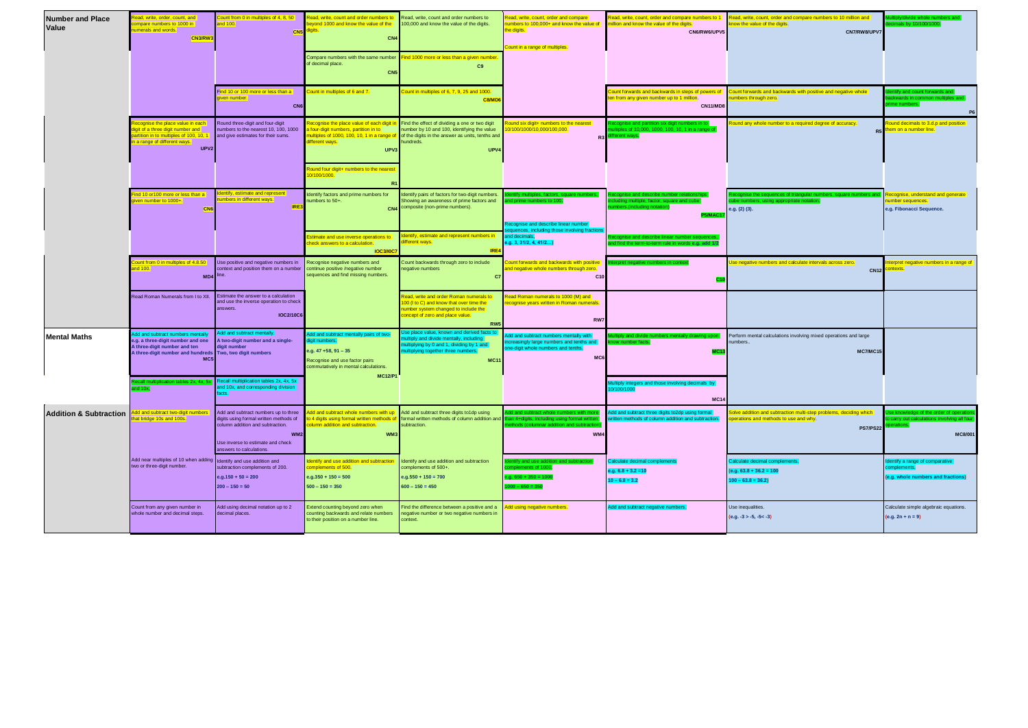| | | | | | | | | |
|---|---|---|---|---|---|---|---|---|
| **Number and Place Value** | Read, write, order, count, and compare numbers to 1000 in numerals and words. **CN3/RW3** | Count from 0 in multiples of 4, 8, 50 and 100. **CN5** | Read, write, count and order numbers to beyond 1000 and know the value of the digits. **CN4** | Read, write, count and order numbers to 100,000 and know the value of the digits. | Read, write, count, order and compare numbers to 100,000+ and know the value of the digits. | Read, write, count, order and compare numbers to 1 million and know the value of the digits. **CN6/RW6/UPV5** | Read, write, count, order and compare numbers to 10 million and know the value of the digits. **CN7/RW8/UPV7** | Multiply/divide whole numbers and decimals by 10/100/1000. |
| | | | Compare numbers with the same number of decimal place. **CN5** | Find 1000 more or less than a given number. **C9** | Count in a range of multiples. | | | |
| | | Find 10 or 100 more or less than a given number. **CN6** | Count in multiples of 6 and 7. | Count in multiples of 6, 7, 9, 25 and 1000. **C8/MD6** | | Count forwards and backwards in steps of powers of ten from any given number up to 1 million. **CN11/MD8** | Count forwards and backwards with positive and negative whole numbers through zero. | Identify and count forwards and backwards in common multiples and prime numbers. **P6** |
| | Recognise the place value in each digit of a three digit number and partition in to multiples of 100, 10, 1 in a range of different ways. **UPV2** | Round three-digit and four-digit numbers to the nearest 10, 100, 1000 and give estimates for their sums. | Recognise the place value of each digit in a four-digit numbers, partition in to multiples of 1000, 100, 10, 1 in a range of different ways. **UPV3** | Find the effect of dividing a one or two digit number by 10 and 100, identifying the value of the digits in the answer as units, tenths and hundreds. **UPV4** | Round six digit+ numbers to the nearest 10/100/1000/10,000/100,000. **R3** | Recognise and partition six digit numbers in to multiples of 10,000, 1000, 100, 10, 1 in a range of different ways. | Round any whole number to a required degree of accuracy. **R5** | Round decimals to 3 d.p and position them on a number line. |
| | | | Round four digit+ numbers to the nearest 10/100/1000. **R1** | | | | | |
| | Find 10 or100 more or less than a given number to 1000+. **CN6** | Identify, estimate and represent numbers in different ways. **IRE3** | Identify factors and prime numbers for numbers to 50+. **CN4** | Identify pairs of factors for two-digit numbers. Showing an awareness of prime factors and composite (non-prime numbers). | Identify multiples, factors, square numbers, and prime numbers to 100. | Recognise and describe number relationships including multiple, factor, square and cube numbers (including notation) **PS/MAC17** | Recognise the sequences of triangular numbers, square numbers and cube numbers, using appropriate notation. e.g. (2) (3). | Recognise, understand and generate number sequences. e.g. Fibonacci Sequence. |
| | | | Estimate and use inverse operations to check answers to a calculation. **IOC3/IOC7** | Identify, estimate and represent numbers in different ways. **IRE4** | Recognise and describe linear number sequences, including those involving fractions and decimals. e.g. 3, 3 1/2, 4, 4 1/2…) | Recognise and describe linear number sequences, and find the term-to-term rule in words e.g. add 1/2 | | |
| | Count from 0 in multiples of 4.8.50 and 100. **MD4** | Use positive and negative numbers in context and position them on a number line. | Recognise negative numbers and continue positive /negative number sequences and find missing numbers. | Count backwards through zero to include negative numbers **C7** | Count forwards and backwards with positive and negative whole numbers through zero. **C10** | Interpret negative numbers in context **C10** | Use negative numbers and calculate intervals across zero. **CN12** | Interpret negative numbers in a range of contexts. |
| | Read Roman Numerals from I to XII. | Estimate the answer to a calculation and use the inverse operation to check answers. **IOC2/10C6** | | Read, write and order Roman numerals to 100 (I to C) and know that over time the number system changed to include the concept of zero and place value. **RW5** | Read Roman numerals to 1000 (M) and recognise years written in Roman numerals. **RW7** | | | |
| **Mental Maths** | Add and subtract numbers mentally e.g. a three-digit number and one A three-digit number and ten A three-digit number and hundreds **MC5** | Add and subtract mentally. A two-digit number and a single-digit number Two, two digit numbers | Add and subtract mentally pairs of two-digit numbers. e.g. 47 +58, 91 – 35 Recognise and use factor pairs commutatively in mental calculations. **MC12/P1** | Use place value, known and derived facts to multiply and divide mentally, including multiplying by 0 and 1, dividing by 1 and multiplying together three numbers. **MC11** | Add and subtract numbers mentally with increasingly large numbers and tenths and one-digit whole numbers and tenths. **MC6** | Multiply and divide numbers mentally drawing upon known number facts. **MC13** | Perform mental calculations involving mixed operations and large numbers.. **MC7/MC15** | |
| | Recall multiplication tables 2x, 4x, 5x and 10x. | Recall multiplication tables 2x, 4x, 5x and 10x, and corresponding division facts. | | | | Multiply integers and those involving decimals by 10/100/1000 **MC14** | | |
| **Addition & Subtraction** | Add and subtract two-digit numbers that bridge 10s and 100s. | Add and subtract numbers up to three digits using formal written methods of column addition and subtraction. **WM2** Use inverse to estimate and check answers to calculations. | Add and subtract whole numbers with up to 4 digits using formal written methods of column addition and subtraction. **WM3** | Add and subtract three digits to1dp using formal written methods of column addition and subtraction. | Add and subtract whole numbers with more than 4+digits, including using formal written methods (columnar addition and subtraction) **WM4** | Add and subtract three digits to2dp using formal written methods of column addition and subtraction. | Solve addition and subtraction multi-step problems, deciding which operations and methods to use and why. **PS7/PS22** | Use knowledge of the order of operations to carry out calculations involving all four operations. **MC8/001** |
| | Add near multiples of 10 when adding two or three-digit number. | Identify and use addition and subtraction complements of 200. e.g.150 + 50 = 200 200 – 150 = 50 | Identify and use addition and subtraction complements of 500. e.g.350 + 150 = 500 500 – 150 = 350 | Identify and use addition and subtraction complements of 500+. e.g.550 + 150 = 700 600 – 150 = 450 | Identify and use addition and subtraction complements of 1000. e.g. 650 + 350 = 1000 1000 – 650 = 350 | Calculate decimal complements e.g. 6.8 + 3.2 =10 10 – 6.8 = 3.2 | Calculate decimal complements. (e.g. 63.8 + 36.2 = 100 100 – 63.8 = 36.2) | Identify a range of comparative complements. (e.g. whole numbers and fractions) |
| | Count from any given number in whole number and decimal steps. | Add using decimal notation up to 2 decimal places. | Extend counting beyond zero when counting backwards and relate numbers to their position on a number line. | Find the difference between a positive and a negative number or two negative numbers in context. | Add using negative numbers. | Add and subtract negative numbers. | Use inequalities. (e.g. -3 > -5, -5< -3) | Calculate simple algebraic equations. (e.g. 2n + n = 9) |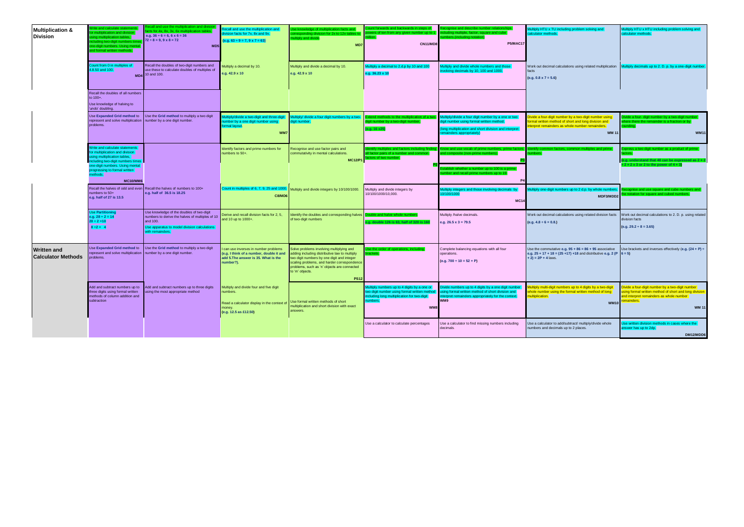| | | | | | | | | |
|---|---|---|---|---|---|---|---|---|
| **Multiplication & Division** | Write and calculate statements for multiplication and division using multiplication tables, including two-digit numbers times one-digit numbers. Using mental and formal written methods. | Recall and use the multiplication and division facts for 4x, 8x, 3x, 6x multiplication tables. e.g. 36 ÷ 6 = 6, 6 x 6 = 36 72 ÷ 8 = 9, 9 x 8 = 72 **MD5** | Recall and use the multiplication and division facts for 7x, 8x and 9x. (e.g. 63 ÷ 9 = 7, 9 x 7 = 63) | Use knowledge of multiplication facts and corresponding division for 2x to 12x tables to multiply and divide. **MD7** | Count forwards and backwards in steps of powers of ten from any given number up to 1 million. **CN11/MD8** | Recognise and describe number relationships including multiple, factor, square and cube numbers.(Including notation) **P5/MAC17** | Multiply HTU x TU including problem solving and calculator methods. | Multiply HTU x HTU including problem solving and calculator methods. |
| | Count from 0 in multiples of 4,8,50 and 100. **MD4** | Recall the doubles of two-digit numbers and use these to calculate doubles of multiples of 10 and 100. | Multiply a decimal by 10. e.g. 42.9 x 10 | Multiply and divide a decimal by 10. e.g. 42.9 x 10 | Multiply a decimal to 2.d.p by 10 and 100 e.g. 36.23 x 10 | Multiply and divide whole numbers and those involving decimals by 10, 100 and 1000. | Work out decimal calculations using related multiplication facts (e.g. 0.8 x 7 = 5.6) | Multiply decimals up to 2. D. p. by a one-digit number. |
| | Recall the doubles of all numbers to 100+. Use knowledge of halving to 'undo' doubling. | | | | | | | |
| | Use **Expanded Grid method** to represent and solve multiplication problems. | Use the **Grid method** to multiply a two digit number by a one digit number. | Multiply/divide a two-digit and three-digit number by a one digit number using formal layout. **WM7** | Multiply/ divide a four digit numbers by a two-digit number. | Extend methods to the multiplication of a two-digit number by a two-digit number. (e.g. 16 x25) | Multiply/divide a four digit number by a one or two digit number using formal written method. (long multiplication and short division and interpret remainders appropriately) | Divide a four-digit number by a two-digit number using formal written method of short and long division and interpret remainders as whole number remainders. **WM 11** | Divide a four- digit number by a two-digit number where there the remainder is a fraction or by rounding. **WM11** |
| | Write and calculate statements for multiplication and division using multiplication tables, including two-digit numbers times one-digit numbers. Using mental progressing to formal written methods. **MC10/WM6** | | Identify factors and prime numbers for numbers to 50+. | Recognise and use factor pairs and commutativity in mental calculations. **MC12/P1** | Identify multiples and factors including finding all factor pairs of a number and common factors of two number. **P2** | Know and use vocab of prime numbers, prime factors and composite (non-prime numbers). **P3** Establish whether a number up to 100 is a prime number and recall prime numbers up to 19. **P4** | Identify common factors, common multiples and prime numbers. | Express a two digit number as a product of prime factors. (e.g. understand that 48 can be expressed as 2 x 2 x 2 x 2 x 3 or 2 to the power of 4 x 3) |
| | Recall the halves of odd and even numbers to 50+ e.g. half of 27 is 13.5 | Recall the halves of numbers to 100+ e.g. half of 36.5 is 18.25 | Count in multiples of 6, 7, 9, 25 and 1000. **C8/MD6** | Multiply and divide integers by 10/100/1000. | Multiply and divide integers by 10/100/1000/10,000. | Multiply integers and those involving decimals by 10/100/1000 **MC14** | Multiply one-digit numbers up to 2 d.p. by whole numbers. **MDF3/MDD2** | Recognise and use square and cube numbers and the notation for square and cubed numbers. |
| | **Use Partitioning** e.g. 28 ÷ 2 = 14 20 ÷ 2 =10 8 ÷2 = 4 | Use knowledge of the doubles of two-digit numbers to derive the halves of multiples of 10 and 100. Use apparatus to model division calculations with remainders. | Derive and recall division facts for 2, 5, and 10 up to 1000+. | Identify the doubles and corresponding halves of two-digit numbers | Double and halve whole numbers e.g. double 126 is 63, half of 320 is 160 | Multiply /halve decimals. e.g. 26.5 x 3 = 79.5 | Work out decimal calculations using related division facts (e.g. 4.8 ÷ 6 = 0.8.) | Work out decimal calculations to 2. D. p. using related division facts (e.g. 29.2 ÷ 8 = 3.65) |
| **Written and Calculator Methods** | Use **Expanded Grid method** to represent and solve multiplication problems. | Use the **Grid method** to multiply a two digit number by a one digit number. | I can use inverses in number problems (e.g. I think of a number, double it and add 5.The answer is 35. What is the number?). | Solve problems involving multiplying and adding including distributive law to multiply two digit numbers by one digit and integer scaling problems, and harder correspondence problems, such as 'n' objects are connected to 'm' objects. **PS12** | Use the order of operations, including brackets. | Complete balancing equations with all four operations. (e.g. 700 ÷ 10 = 52 + P) | Use the commutative e.g. 95 + 86 = 86 + 95 associative e.g. 25 + 17 + 18 = (25 +17) +18 and distributive e.g. 2 (P + 2) = 2P + 4 laws. | Use brackets and inverses effectively (e.g. (24 + P) ÷ 6 = 5) |
| | Add and subtract numbers up to three digits using formal written methods of column addition and subtraction | Add and subtract numbers up to three digits using the most appropriate method | Multiply and divide four and five digit numbers. Read a calculator display in the context of money. (e.g. 12.5 as £12.50) | Use formal written methods of short multiplication and short division with exact answers. | Multiply numbers up to 4 digits by a one or two digit number using formal written method including long multiplication for two-digit numbers. **WM8** | Divide numbers up to 4 digits by a one digit number using formal written method of short division and interpret remainders appropriately for the context. **WM9** | Multiply multi-digit numbers up to 4 digits by a two-digit whole number using the formal written method of long multiplication. **WM10** | Divide a four-digit number by a two-digit number using formal written method of short and long division and interpret remainders as whole number remainders. **WM 11** |
| | | | | | Use a calculator to calculate percentages | Use a calculator to find missing numbers including decimals. | Use a calculator to add/subtract/ multiply/divide whole numbers and decimals up to 2 places. | Use written division methods in cases where the answer has up to 2dp. **DM12/MDD6** |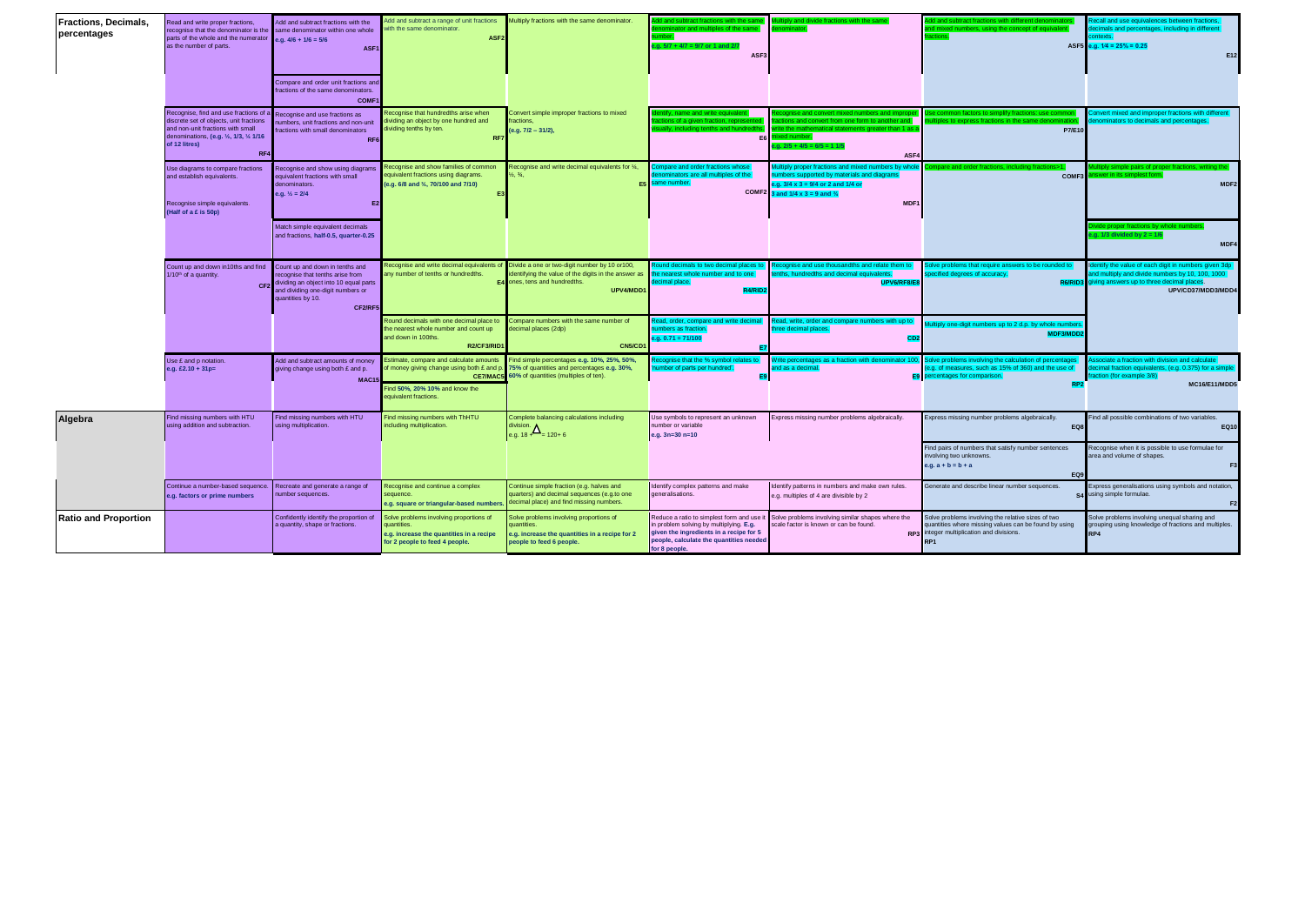| Strand | Column 1 | Column 2 | Column 3 | Column 4 | Column 5 | Column 6 | Column 7 | Column 8 |
|---|---|---|---|---|---|---|---|---|
| **Fractions, Decimals, percentages** | Read and write proper fractions, recognise that the denominator is the same denominator within one whole parts of the whole and the numerator as the number of parts. | Add and subtract fractions with the same denominator within one whole e.g. 4/6 + 1/6 = 5/6 ASF1 | Add and subtract a range of unit fractions with the same denominator. ASF2 | Multiply fractions with the same denominator. | Add and subtract fractions with the same denominator and multiples of the same number. e.g. 5/7 + 4/7 = 9/7 or 1 and 2/7 ASF3 | Multiply and divide fractions with the same denominator. | Add and subtract fractions with different denominators and mixed numbers, using the concept of equivalent fractions. ASF5 | Recall and use equivalences between fractions, decimals and percentages, including in different contexts. e.g. 1/4 = 25% = 0.25 E12 |
| | | Compare and order unit fractions and fractions of the same denominators. COMF1 | | | | | | |
| | Recognise, find and use fractions of a discrete set of objects, unit fractions and non-unit fractions with small denominations. (e.g. ½, 1/3, ¼ 1/16 of 12 litres) RF4 | Recognise and use fractions as numbers, unit fractions and non-unit fractions with small denominators RF6 | Recognise that hundredths arise when dividing an object by one hundred and dividing tenths by ten. RF7 | Convert simple improper fractions to mixed fractions, (e.g. 7/2 – 31/2), | Identify, name and write equivalent fractions of a given fraction, represented visually, including tenths and hundredths. E6 | Recognise and convert mixed numbers and improper fractions and convert from one form to another and write the mathematical statements greater than 1 as a mixed number. e.g. 2/5 + 4/5 = 6/5 = 1 1/5 ASF4 | Use common factors to simplify fractions: use common multiples to express fractions in the same denomination. P7/E10 | Convert mixed and improper fractions with different denominators to decimals and percentages. |
| | Use diagrams to compare fractions and establish equivalents. Recognise simple equivalents. (Half of a £ is 50p) | Recognise and show using diagrams equivalent fractions with small denominators. e.g. ½ = 2/4 E2 | Recognise and show families of common equivalent fractions using diagrams. (e.g. 6/8 and ¾, 70/100 and 7/10) E3 | Recognise and write decimal equivalents for ¼, ½, ¾, E5 | Compare and order fractions whose denominators are all multiples of the same number. COMF2 | Multiply proper fractions and mixed numbers by whole numbers supported by materials and diagrams e.g. 3/4 x 3 = 9/4 or 2 and 1/4 or 3 and 1/4 x 3 = 9 and ¾ MDF1 | Compare and order fractions, including fractions>1. COMF3 | Multiply simple pairs of proper fractions, writing the answer in its simplest form. MDF2 |
| | | Match simple equivalent decimals and fractions, half-0.5, quarter-0.25 | | | | | | Divide proper fractions by whole numbers. e.g. 1/3 divided by 2 = 1/6 MDF4 |
| | Count up and down in10ths and find 1/10th of a quantity. CF2 | Count up and down in tenths and recognise that tenths arise from dividing an object into 10 equal parts and dividing one-digit numbers or quantities by 10. CF2/RF5 | Recognise and write decimal equivalents of any number of tenths or hundredths. E4 | Divide a one or two-digit number by 10 or100, identifying the value of the digits in the answer as ones, tens and hundredths. UPV4/MDD1 | Round decimals to two decimal places to the nearest whole number and to one decimal place. R4/RID2 | Recognise and use thousandths and relate them to tenths, hundredths and decimal equivalents. UPV6/RF8/E8 | Solve problems that require answers to be rounded to specified degrees of accuracy. R6/RID3 | Identify the value of each digit in numbers given 3dp and multiply and divide numbers by 10, 100, 1000 giving answers up to three decimal places. UPV/CD37/MDD3/MDD4 |
| | | | Round decimals with one decimal place to the nearest whole number and count up and down in 100ths. R2/CF3/RID1 | Compare numbers with the same number of decimal places (2dp) CN5/CD1 | Read, order, compare and write decimal numbers as fraction. e.g. 0.71 = 71/100 E7 | Read, write, order and compare numbers with up to three decimal places. CD2 | Multiply one-digit numbers up to 2 d.p. by whole numbers. MDF3/MDD2 | |
| | Use £ and p notation. e.g. £2.10 + 31p= | Add and subtract amounts of money giving change using both £ and p. MAC15 | Estimate, compare and calculate amounts of money giving change using both £ and p. CE7/MAC5 | Find simple percentages e.g. 10%, 25%, 50%, 75% of quantities and percentages e.g. 30%, 60% of quantities (multiples of ten). | Recognise that the % symbol relates to 'number of parts per hundred'. E9 | Write percentages as a fraction with denominator 100, and as a decimal. E9 | Solve problems involving the calculation of percentages (e.g. of measures, such as 15% of 360) and the use of percentages for comparison. RP2 | Associate a fraction with division and calculate decimal fraction equivalents, (e.g. 0.375) for a simple fraction (for example 3/8) MC16/E11/MDD5 |
| | | | Find 50%, 20% 10% and know the equivalent fractions. | | | | | |
| **Algebra** | Find missing numbers with HTU using addition and subtraction. | Find missing numbers with HTU using multiplication. | Find missing numbers with ThHTU including multiplication. | Complete balancing calculations including division. e.g. 18 + △ = 120 + 6 | Use symbols to represent an unknown number or variable e.g. 3n=30 n=10 | Express missing number problems algebraically. | Express missing number problems algebraically. EQ8 | Find all possible combinations of two variables. EQ10 |
| | | | | | | | Find pairs of numbers that satisfy number sentences involving two unknowns. e.g. a + b = b + a EQ9 | Recognise when it is possible to use formulae for area and volume of shapes. F3 |
| | Continue a number-based sequence. e.g. factors or prime numbers | Recreate and generate a range of number sequences. | Recognise and continue a complex sequence. e.g. square or triangular-based numbers. | Continue simple fraction (e.g. halves and quarters) and decimal sequences (e.g.to one decimal place) and find missing numbers. | Identify complex patterns and make generalisations. | Identify patterns in numbers and make own rules. e.g. multiples of 4 are divisible by 2 | Generate and describe linear number sequences. S4 | Express generalisations using symbols and notation, using simple formulae. F2 |
| **Ratio and Proportion** | | Confidently identify the proportion of a quantity, shape or fractions. | Solve problems involving proportions of quantities. e.g. increase the quantities in a recipe for 2 people to feed 4 people. | Solve problems involving proportions of quantities. e.g. increase the quantities in a recipe for 2 people to feed 6 people. | Reduce a ratio to simplest form and use it in problem solving by multiplying. E.g. given the ingredients in a recipe for 5 people, calculate the quantities needed for 8 people. | Solve problems involving similar shapes where the scale factor is known or can be found. RP3 | Solve problems involving the relative sizes of two quantities where missing values can be found by using integer multiplication and divisions. RP1 | Solve problems involving unequal sharing and grouping using knowledge of fractions and multiples. RP4 |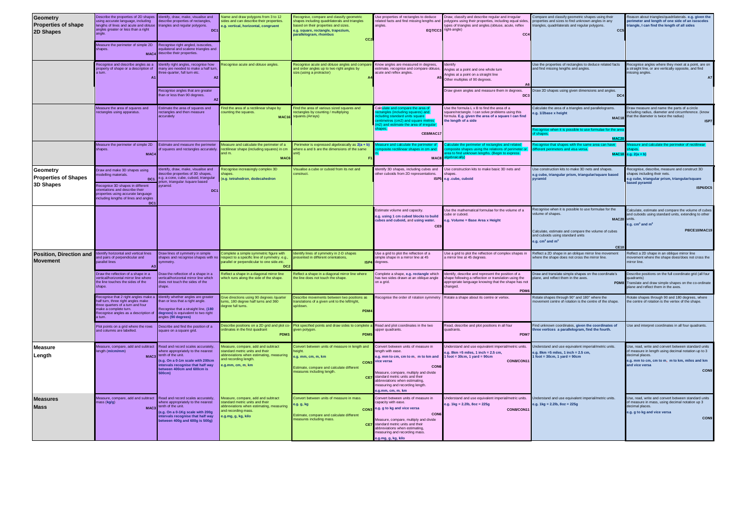| | | | | | | | | |
|---|---|---|---|---|---|---|---|---|
| **Geometry Properties of shape 2D Shapes** | Describe the properties of 2D shapes using accurate language, including lengths of lines and acute and obtuse angles greater or less than a right angle. | Identify, draw, make, visualise and describe properties of rectangles, triangles and regular polygons. DC1 | Name and draw polygons from 3 to 12 sides and can describe their properties. **e.g. vertical, horizontal, congruent** | Recognise, compare and classify geometric shapes including quadrilaterals and triangles based on their properties and sizes. **e.g. square, rectangle, trapezium, parallelogram, rhombus** CC2 | Use properties of rectangles to deduce related facts and find missing lengths and angles. EQ7/CC3 | Draw, classify and describe regular and irregular polygons using their properties, including equal sides, types of triangles and angles.(obtuse, acute, reflex right-angle) CC4 | Compare and classify geometric shapes using their properties and sizes to find unknown angles in any triangles, quadrilaterals and regular polygons. CC5 | Reason about triangles/quadrilaterals. **e.g. given the perimeter and length of one side of an isosceles triangle, I can find the length of all sides** |
| | Measure the perimeter of simple 2D shapes. MAC4 | Recognise right angled, isosceles, equilateral and scalene triangles and describe their properties. | | | | | | |
| | Recognise and describe angles as a property of shape or a description of a turn. A1 | Identify right angles, recognise how many are needed to make a half turn, three-quarter, full turn etc. A2 | Recognise acute and obtuse angles. | Recognise acute and obtuse angles and compare and order angles up to two right angles by size.(using a protractor) A4 | Know angles are measured in degrees, estimate, recognise and compare obtuse, acute and reflex angles. A5 | Identify Angles at a point and one whole turn Angles at a point on a straight line Other multiples of 90 degrees. A6 | Use the properties of rectangles to deduce related facts and find missing lengths and angles. | Recognise angles where they meet at a point, are on a straight line, or are vertically opposite, and find missing angles. A7 |
| | | Recognise angles that are greater than or less than 90 degrees. A2 | | | | Draw given angles and measure them in degrees. DC3 | Draw 2D shapes using given dimensions and angles. DC4 | |
| | Measure the area of squares and rectangles using apparatus. | Estimate the area of squares and rectangles and then measure accurately | Find the area of a rectilinear shape by counting the squares. MAC16 | Find the area of various sized squares and rectangles by counting / multiplying squares.(Arrays) | Calculate and compare the area of rectangles (including squares) and including standard units square centimetres (cm2) and square metres (m2) and estimate the area of irregular shapes. CE8/MAC17 | Use the formula L x B to find the area of a square/rectangle. I can solve problems using this formula. **E.g. given the area of a square I can find the length of a side** | Calculate the area of a triangles and parallelograms. **e.g. 1/2base x height** MAC18 | Draw measure and name the parts of a circle including radius, diameter and circumference. (know that the diameter is twice the radius) ISP7 |
| | | | | | | | Recognise when it is possible to use formulae for the area of shapes. MAC20 | |
| | Measure the perimeter of simple 2D shapes. MAC4 | Estimate and measure the perimeter of squares and rectangles accurately. | Measure and calculate the perimeter of a rectilinear shape (including squares) in cm and m. MAC6 | Perimeter is expressed algebraically as **2(a + b)** where a and b are the dimensions of the same unit) F1 | Measure and calculate the perimeter of composite rectilinear shapes in cm and m. MAC8 | Calculate the perimeter of rectangles and related composite shapes using the relations of perimeter or area to find unknown lengths. (Begin to express algebraically) | Recognise that shapes with the same area can have different perimeters and visa versa. MAC10 | Measure and calculate the perimeter of rectilinear shapes. **e.g. 2(a + b)** |
| **Geometry Properties of Shapes 3D Shapes** | Draw and make 3D shapes using modelling materials. DC1 | Identify, draw, make, visualise and describe properties of 3D shapes, e.g. a cone, cube, cuboid, triangular prism, triangular /square based pyramid. DC1 | Recognise increasingly complex 3D shapes. **(e.g. tetrahedron, dodecahedron** | Visualise a cube or cuboid from its net and construct. | Identify 3D shapes, including cubes and other cuboids from 2D representations. ISP5 | Use construction kits to make basic 3D nets and shapes. **e.g .cube, cuboid** | Use construction kits to make 3D nets and shapes. **e.g cube, triangular prism, triangular/square based pyramid** | Recognise, describe, measure and construct 3D shapes including their nets. **e.g cube, triangular prism, triangular/square based pyramid** ISP6/DC5 |
| | Recognise 3D shapes in different orientations and describe their properties using accurate language including lengths of lines and angles DC1 | | | | | | | |
| | | | | | Estimate volume and capacity. **e.g. using 1 cm cubed blocks to build cubes and cuboid, and using water.** CE9 | Use the mathematical formulae for the volume of a cube or cuboid. **e.g. Volume = Base Area x Height** | Recognise when it is possible to use formulae for the volume of shapes. MAC20 Calculate, estimate and compare the volume of cubes and cuboids using standard units **e.g. $cm^3$ and $m^3$** CE10 | Calculate, estimate and compare the volume of cubes and cuboids using standard units, extending to other units. **e.g. $cm^3$ and $m^3$** P8/CE10/MAC19 |
| **Position, Direction and Movement** | Identify horizontal and vertical lines and pairs of perpendicular and parallel lines A3 | Draw lines of symmetry in simple shapes and recognise shapes with no symmetry. | Complete a simple symmetric figure with respect to a specific line of symmetry. e.g., parallel or perpendicular to one side.etc. DC2 | Identify lines of symmetry in 2-D shapes presented in different orientations, ISP4 | Use a grid to plot the reflection of a simple shape in a mirror line at 45 degrees. | Use a grid to plot the reflection of complex shapes in a mirror line at 45 degrees. | Reflect a 2D shape in an oblique mirror line movement where the shape does not cross the mirror line. | Reflect a 2D shape in an oblique mirror line movement where the shape does/does not cross the mirror line. |
| | Draw the reflection of a shape in a vertical/horizontal mirror line where the line touches the sides of the shape. | Draw the reflection of a shape in a vertical/horizontal mirror line which does not touch the sides of the shape. | Reflect a shape in a diagonal mirror line which runs along the side of the shape. | Reflect a shape in a diagonal mirror line where the line does not touch the shape. | Complete a shape, **e.g. rectangle** which has two sides drawn at an oblique angle on a grid. | Identify, describe and represent the position of a shape following a reflection or translation using the appropriate language knowing that the shape has not changed. PDM6 | Draw and translate simple shapes on the coordinate's plane, and reflect them in the axes. PDM8 | Describe positions on the full coordinate grid (all four quadrants) Translate and draw simple shapes on the co-ordinate plane and reflect them in the axes. |
| | Recognise that 2 right angles make a half turn, three right angles make three quarters of a turn and four make a complete turn. Recognise angles as a description of a turn. | Identify whether angles are greater than or less that a right angle. Recognise that a straight line, **(180 degrees)** is equivalent to two right angles **(90 degrees)** | Give directions using 90 degrees /quarter turns, 180 degree half turns and 360 degree full turns. | Describe movements between two positions as translations of a given unit to the left/right, up/down. PDM4 | Recognise the order of rotation symmetry | Rotate a shape about its centre or vertex. | Rotate shapes through 90° and 180° where the movement centre of rotation is the centre of the shape. | Rotate shapes through 90 and 180 degrees, where the centre of rotation is the vertex of the shape. |
| | Plot points on a grid where the rows and columns are labelled. | Describe and find the position of a square on a square grid. | Describe positions on a 2D grid and plot co-ordinates in the first quadrant PDM3 | Plot specified points and draw sides to complete a given polygon. PDM5 | Read and plot coordinates in the two upper quadrants. | Read, describe and plot positions in all four quadrants. PDM7 | Find unknown coordinates, **given the coordinates of three vertices a parallelogram, find the fourth.** | Use and interpret coordinates in all four quadrants. |
| **Measure Length** | Measure, compare, add and subtract length **(m/cm/mm)** MAC3 | Read and record scales accurately, where appropriately to the nearest tenth of the unit. **(e.g. On a 0-1m scale with 200cm intervals recognise that half way between 400cm and 600cm is 500cm)** | Measure, compare, add and subtract standard metric units and their abbreviations when estimating, measuring and recording length. **e.g.mm, cm, m, km** | Convert between units of measure in length and height. **e.g. mm, cm, m, km** CON3 Estimate, compare and calculate different measures including length. CE7 | Convert between units of measure in length with ease. **e.g. mm to cm, cm to m, m to km and vice versa** CON6 Measure, compare, multiply and divide standard metric units and their abbreviations when estimating, measuring and recording length. **e.g.mm, cm, m, km** | Understand and use equivalent imperial/metric units. **e.g. 8km =5 miles, 1 inch = 2.5 cm, 1 foot = 30cm, 1 yard = 90cm** CON8/CON11 | Understand and use equivalent imperial/metric units. **e.g. 8km =5 miles, 1 inch = 2.5 cm, 1 foot = 30cm, 1 yard = 90cm** | Use, read, write and convert between standard units of measure in length using decimal notation up to 3 decimal places. **e.g. mm to cm, cm to m, m to km, miles and km and vice versa** CON9 |
| **Measures Mass** | Measure, compare, add and subtract mass **(kg/g)** MAC3 | Read and record scales accurately, where appropriately to the nearest tenth of the unit. **(e.g. On a 0-1Kg scale with 200g intervals recognise that half way between 400g and 600g is 500g)** | Measure, compare, add and subtract standard metric units and their abbreviations when estimating, measuring and recording mass. **e.g.mg, g, kg, kilo** | Convert between units of measure in mass. **e.g. g, kg** CON3 Estimate, compare and calculate different measures including mass. CE7 | Convert between units of measure in capacity with ease. **e.g. g to kg and vice versa** CON6 Measure, compare, multiply and divide standard metric units and their abbreviations when estimating, measuring and recording mass. **e.g.mg, g, kg, kilo** | Understand and use equivalent imperial/metric units. **e.g. 1kg = 2.2lb, 8oz = 225g** CON8/CON11 | Understand and use equivalent imperial/metric units. **e.g. 1kg = 2.2lb, 8oz = 225g** | Use, read, write and convert between standard units of measure in mass, using decimal notation up 3 decimal places. **e.g. g to kg and vice versa** CON9 |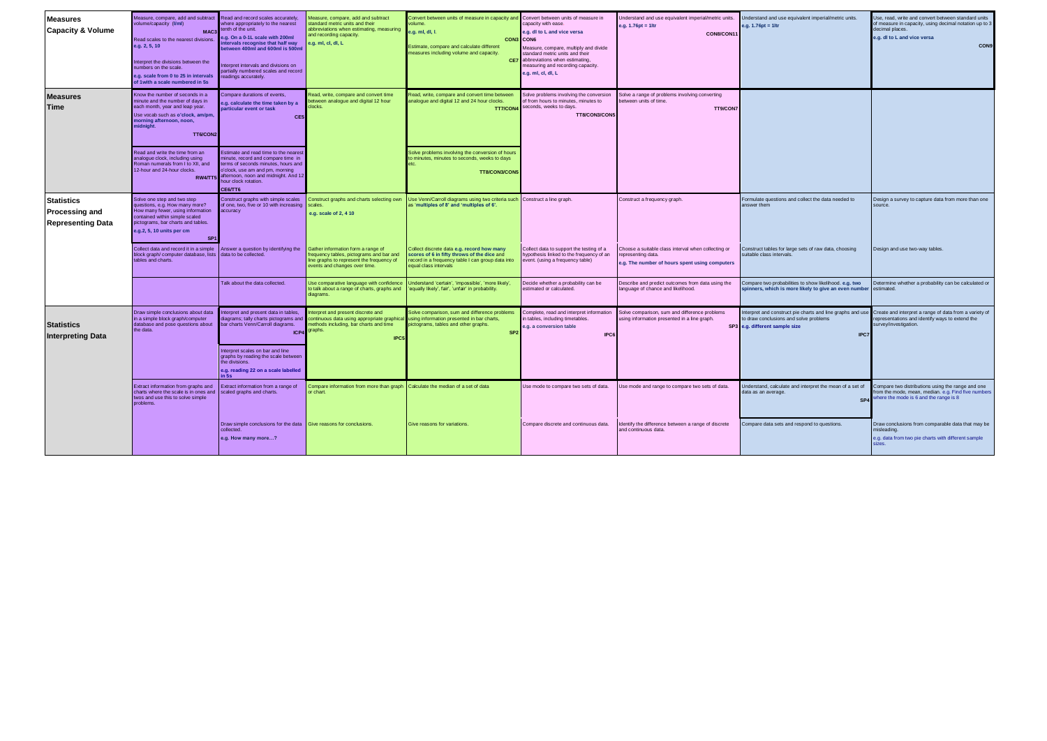| | | | | | | | | |
|---|---|---|---|---|---|---|---|---|
| **Measures Capacity & Volume** | Measure, compare, add and subtract volume/capacity (l/ml) MAC3<br>Read scales to the nearest divisions. e.g. 2, 5, 10<br>Interpret the divisions between the numbers on the scale.<br>e.g. scale from 0 to 25 in intervals of 1with a scale numbered in 5s | Read and record scales accurately, where appropriately to the nearest tenth of the unit.<br>e.g. On a 0-1L scale with 200ml intervals recognise that half way between 400ml and 600ml is 500ml<br>Interpret intervals and divisions on partially numbered scales and record readings accurately. | Measure, compare, add and subtract standard metric units and their abbreviations when estimating, measuring and recording capacity.<br>e.g. ml, cl, dl, L | Convert between units of measure in capacity and volume.<br>e.g. ml, dl, l. CON3<br>Estimate, compare and calculate different measures including volume and capacity. CE7 | Convert between units of measure in capacity with ease.<br>e.g. dl to L and vice versa<br>CON6<br>Measure, compare, multiply and divide standard metric units and their abbreviations when estimating, measuring and recording capacity.<br>e.g. ml, cl, dl, L | Understand and use equivalent imperial/metric units.<br>e.g. 1.76pt = 1ltr<br>CON8/CON11 | Understand and use equivalent imperial/metric units.<br>e.g. 1.76pt = 1ltr | Use, read, write and convert between standard units of measure in capacity, using decimal notation up to 3 decimal places.<br>e.g. dl to L and vice versa<br>CON9 |
| **Measures Time** | Know the number of seconds in a minute and the number of days in each month, year and leap year.<br>Use vocab such as o'clock, am/pm, morning afternoon, noon, midnight. TT6/CON2 | Compare durations of events,<br>e.g. calculate the time taken by a particular event or task CE5 | Read, write, compare and convert time between analogue and digital 12 hour clocks. | Read, write, compare and convert time between analogue and digital 12 and 24 hour clocks. TT7/CON4 | Solve problems involving the conversion of from hours to minutes, minutes to seconds, weeks to days. TT8/CON3/CON5 | Solve a range of problems involving converting between units of time. TT9/CON7 | | |
| | Read and write the time from an analogue clock, including using Roman numerals from I to XII, and 12-hour and 24-hour clocks. RW4/TT5 | Estimate and read time to the nearest minute, record and compare time in terms of seconds minutes, hours and o'clock, use am and pm, morning afternoon, noon and midnight. And 12 hour clock rotation. CE6/TT6 | | Solve problems involving the conversion of hours to minutes, minutes to seconds, weeks to days etc. TT8/CON3/CON5 | | | | |
| **Statistics Processing and Representing Data** | Solve one step and two step questions, e.g. How many more? How many fewer, using information contained within simple scaled pictograms, bar charts and tables.<br>e.g.2, 5, 10 units per cm SP1 | Construct graphs with simple scales of one, two, five or 10 with increasing accuracy | Construct graphs and charts selecting own scales.<br>e.g. scale of 2, 4 10 | Use Venn/Carroll diagrams using two criteria such as 'multiples of 8' and 'multiples of 6'. | Construct a line graph. | Construct a frequency graph. | Formulate questions and collect the data needed to answer them | Design a survey to capture data from more than one source. |
| | Collect data and record it in a simple block graph/ computer database, lists tables and charts. | Answer a question by identifying the data to be collected. | Gather information form a range of frequency tables, pictograms and bar and line graphs to represent the frequency of events and changes over time. | Collect discrete data e.g. record how many scores of 6 in fifty throws of the dice and record in a frequency table I can group data into equal class intervals | Collect data to support the testing of a hypothesis linked to the frequency of an event. (using a frequency table) | Choose a suitable class interval when collecting or representing data.<br>e.g. The number of hours spent using computers | Construct tables for large sets of raw data, choosing suitable class intervals. | Design and use two-way tables. |
| | | Talk about the data collected. | Use comparative language with confidence to talk about a range of charts, graphs and diagrams. | Understand 'certain', 'impossible', 'more likely', 'equally likely', fair', 'unfair' in probability. | Decide whether a probability can be estimated or calculated. | Describe and predict outcomes from data using the language of chance and likelihood. | Compare two probabilities to show likelihood. e.g. two spinners, which is more likely to give an even number | Determine whether a probability can be calculated or estimated. |
| **Statistics Interpreting Data** | Draw simple conclusions about data in a simple block graph/computer database and pose questions about the data. | Interpret and present data in tables, diagrams; tally charts pictograms and bar charts Venn/Carroll diagrams. ICP4 | Interpret and present discrete and continuous data using appropriate graphical methods including, bar charts and time graphs. IPC5 | Solve comparison, sum and difference problems using information presented in bar charts, pictograms, tables and other graphs. SP2 | Complete, read and interpret information in tables, including timetables.<br>e.g. a conversion table IPC6 | Solve comparison, sum and difference problems using information presented in a line graph. SP3 | Interpret and construct pie charts and line graphs and use to draw conclusions and solve problems<br>e.g. different sample size IPC7 | Create and interpret a range of data from a variety of representations and identify ways to extend the survey/investigation. |
| | | Interpret scales on bar and line graphs by reading the scale between the divisions.<br>e.g. reading 22 on a scale labelled in 5s | | | | | | |
| | Extract information from graphs and charts where the scale is in ones and twos and use this to solve simple problems. | Extract information from a range of scaled graphs and charts. | Compare information from more than graph or chart. | Calculate the median of a set of data | Use mode to compare two sets of data. | Use mode and range to compare two sets of data. | Understand, calculate and interpret the mean of a set of data as an average. SP4 | Compare two distributions using the range and one from the mode, mean, median. e.g. Find five numbers where the mode is 6 and the range is 8 |
| | | Draw simple conclusions for the data collected.<br>e.g. How many more…? | Give reasons for conclusions. | Give reasons for variations. | Compare discrete and continuous data. | Identify the difference between a range of discrete and continuous data. | Compare data sets and respond to questions. | Draw conclusions from comparable data that may be misleading.<br>e.g. data from two pie charts with different sample sizes. |